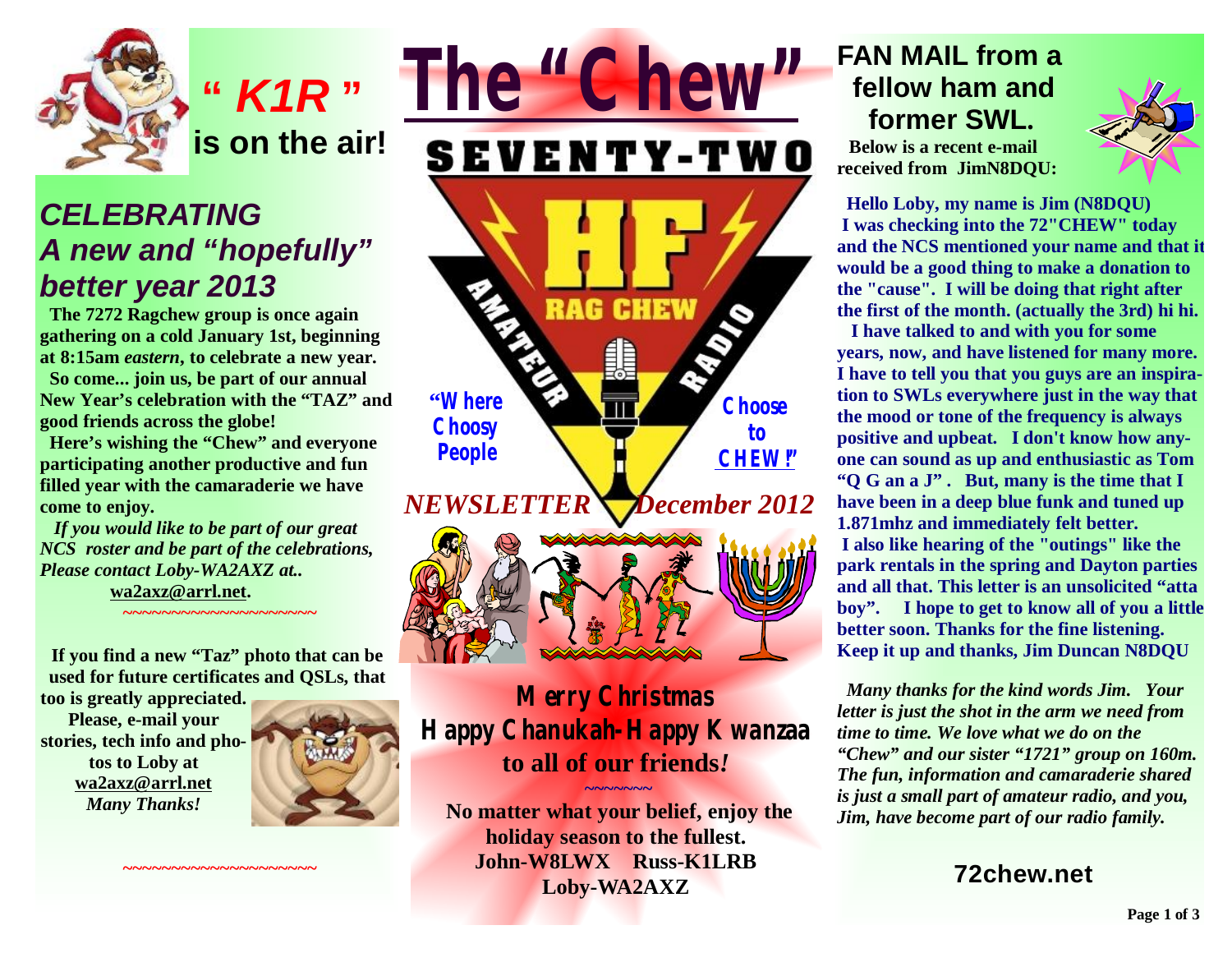# The "Chew"

## SEVENTY-TWO

HF AMATEUR RAG CHEW RADIO

"Where Choosy People Choose to CHEW!"

*NEWSLETTER* *December 2012*

## " K1R " is on the air!

## *CELEBRATING A new and "hopefully" better year 2013*

**The 7272 Ragchew group is once again gathering on a cold January 1st, beginning at 8:15am *eastern*, to celebrate a new year.**

**So come... join us, be part of our annual New Year's celebration with the "TAZ" and good friends across the globe!**

**Here's wishing the "Chew" and everyone participating another productive and fun filled year with the camaraderie we have come to enjoy.**

***If you would like to be part of our great NCS roster and be part of the celebrations, Please contact Loby-WA2AXZ at..***

**wa2axz@arrl.net.**

~~~~~~~~~~~~~~~~~~~~~~

**If you find a new "Taz" photo that can be used for future certificates and QSLs, that too is greatly appreciated.**

**Please, e-mail your stories, tech info and photos to Loby at wa2axz@arrl.net**

***Many Thanks!***

~~~~~~~~~~~~~~~~~~~~~~

**Merry Christmas**

**Happy Chanukah-Happy Kwanzaa**

**to all of our friends!**

~~~~~~~

**No matter what your belief, enjoy the holiday season to the fullest.**

**John-W8LWX Russ-K1LRB**

**Loby-WA2AXZ**

## FAN MAIL from a fellow ham and former SWL.

**Below is a recent e-mail received from JimN8DQU:**

**Hello Loby, my name is Jim (N8DQU) I was checking into the 72"CHEW" today and the NCS mentioned your name and that it would be a good thing to make a donation to the "cause". I will be doing that right after the first of the month. (actually the 3rd) hi hi.**

**I have talked to and with you for some years, now, and have listened for many more. I have to tell you that you guys are an inspiration to SWLs everywhere just in the way that the mood or tone of the frequency is always positive and upbeat. I don't know how anyone can sound as up and enthusiastic as Tom "Q G an a J". But, many is the time that I have been in a deep blue funk and tuned up 1.871mhz and immediately felt better.**

**I also like hearing of the "outings" like the park rentals in the spring and Dayton parties and all that. This letter is an unsolicited "atta boy". I hope to get to know all of you a little better soon. Thanks for the fine listening. Keep it up and thanks, Jim Duncan N8DQU**

***Many thanks for the kind words Jim. Your letter is just the shot in the arm we need from time to time. We love what we do on the "Chew" and our sister "1721" group on 160m. The fun, information and camaraderie shared is just a small part of amateur radio, and you, Jim, have become part of our radio family.***

**72chew.net**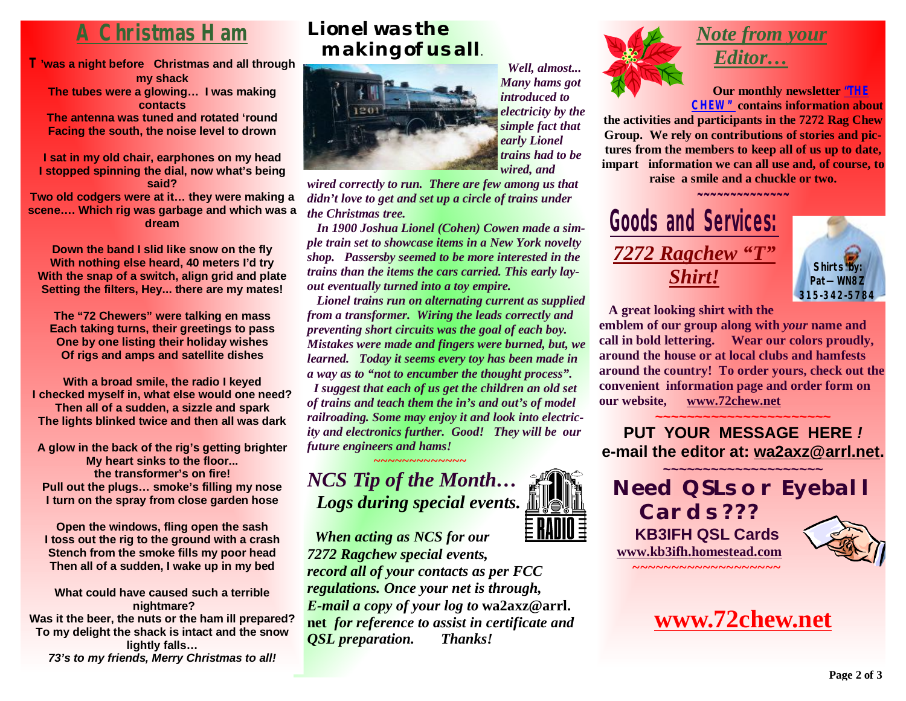# A Christmas Ham

**T'was a night before Christmas and all through my shack**
**The tubes were a glowing… I was making contacts**
**The antenna was tuned and rotated 'round**
**Facing the south, the noise level to drown**

**I sat in my old chair, earphones on my head**
**I stopped spinning the dial, now what's being said?**
**Two old codgers were at it… they were making a scene…. Which rig was garbage and which was a dream**

**Down the band I slid like snow on the fly**
**With nothing else heard, 40 meters I'd try**
**With the snap of a switch, align grid and plate**
**Setting the filters, Hey... there are my mates!**

**The "72 Chewers" were talking en mass**
**Each taking turns, their greetings to pass**
**One by one listing their holiday wishes**
**Of rigs and amps and satellite dishes**

**With a broad smile, the radio I keyed**
**I checked myself in, what else would one need?**
**Then all of a sudden, a sizzle and spark**
**The lights blinked twice and then all was dark**

**A glow in the back of the rig's getting brighter**
**My heart sinks to the floor...**
**the transformer's on fire!**
**Pull out the plugs… smoke's filling my nose**
**I turn on the spray from close garden hose**

**Open the windows, fling open the sash**
**I toss out the rig to the ground with a crash**
**Stench from the smoke fills my poor head**
**Then all of a sudden, I wake up in my bed**

**What could have caused such a terrible nightmare?**
**Was it the beer, the nuts or the ham ill prepared?**
**To my delight the shack is intact and the snow lightly falls…**
***73's to my friends, Merry Christmas to all!***

## Lionel was the making of us all.

*Well, almost... Many hams got introduced to electricity by the simple fact that early Lionel trains had to be wired, and wired correctly to run. There are few among us that didn't love to get and set up a circle of trains under the Christmas tree.*

*In 1900 Joshua Lionel (Cohen) Cowen made a simple train set to showcase items in a New York novelty shop. Passersby seemed to be more interested in the trains than the items the cars carried. This early layout eventually turned into a toy empire.*

*Lionel trains run on alternating current as supplied from a transformer. Wiring the leads correctly and preventing short circuits was the goal of each boy. Mistakes were made and fingers were burned, but, we learned. Today it seems every toy has been made in a way as to "not to encumber the thought process".*

*I suggest that each of us get the children an old set of trains and teach them the in's and out's of model railroading. Some may enjoy it and look into electricity and electronics further. Good! They will be our future engineers and hams!*

~~~~~~~~~~~~~~

## *NCS Tip of the Month… Logs during special events.*

*When acting as NCS for our 7272 Ragchew special events, record all of your contacts as per FCC regulations. Once your net is through, E-mail a copy of your log to* **wa2axz@arrl.net** *for reference to assist in certificate and QSL preparation. Thanks!*

## *Note from your Editor…*

**Our monthly newsletter "THE CHEW" contains information about the activities and participants in the 7272 Rag Chew Group. We rely on contributions of stories and pictures from the members to keep all of us up to date, impart information we can all use and, of course, to raise a smile and a chuckle or two.**

~~~~~~~~~~~~~~

## Goods and Services:

### *7272 Ragchew "T" Shirt!*

Shirts by: Pat—WN8Z 315-342-5784

**A great looking shirt with the emblem of our group along with *your* name and call in bold lettering. Wear our colors proudly, around the house or at local clubs and hamfests around the country! To order yours, check out the convenient information page and order form on our website, www.72chew.net**

~~~~~~~~~~~~~~~~~~~~~~

**PUT YOUR MESSAGE HERE!**
**e-mail the editor at: wa2axz@arrl.net.**

~~~~~~~~~~~~~~~~~~~~~

## Need QSLs or Eyeball Cards???

**KB3IFH QSL Cards**
**www.kb3ifh.homestead.com**

~~~~~~~~~~~~~~~~~~~~

# www.72chew.net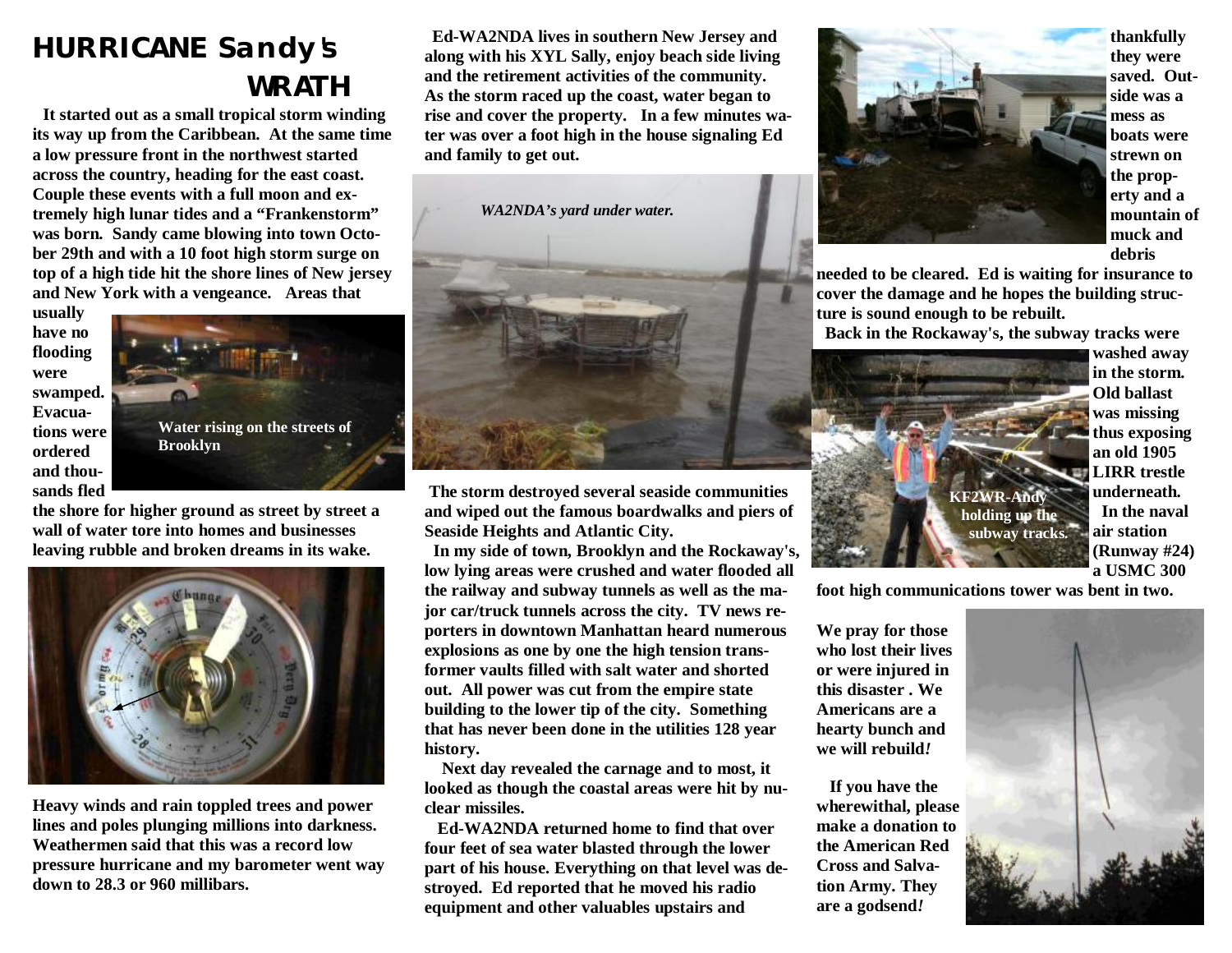# HURRICANE Sandy's WRATH

It started out as a small tropical storm winding its way up from the Caribbean. At the same time a low pressure front in the northwest started across the country, heading for the east coast. Couple these events with a full moon and extremely high lunar tides and a "Frankenstorm" was born. Sandy came blowing into town October 29th and with a 10 foot high storm surge on top of a high tide hit the shore lines of New jersey and New York with a vengeance. Areas that usually have no flooding were swamped. Evacuations were ordered and thousands fled the shore for higher ground as street by street a wall of water tore into homes and businesses leaving rubble and broken dreams in its wake.

Water rising on the streets of Brooklyn

Heavy winds and rain toppled trees and power lines and poles plunging millions into darkness. Weathermen said that this was a record low pressure hurricane and my barometer went way down to 28.3 or 960 millibars.

Ed-WA2NDA lives in southern New Jersey and along with his XYL Sally, enjoy beach side living and the retirement activities of the community. As the storm raced up the coast, water began to rise and cover the property. In a few minutes water was over a foot high in the house signaling Ed and family to get out.

*WA2NDA's yard under water.*

The storm destroyed several seaside communities and wiped out the famous boardwalks and piers of Seaside Heights and Atlantic City.

In my side of town, Brooklyn and the Rockaway's, low lying areas were crushed and water flooded all the railway and subway tunnels as well as the major car/truck tunnels across the city. TV news reporters in downtown Manhattan heard numerous explosions as one by one the high tension transformer vaults filled with salt water and shorted out. All power was cut from the empire state building to the lower tip of the city. Something that has never been done in the utilities 128 year history.

Next day revealed the carnage and to most, it looked as though the coastal areas were hit by nuclear missiles.

Ed-WA2NDA returned home to find that over four feet of sea water blasted through the lower part of his house. Everything on that level was destroyed. Ed reported that he moved his radio equipment and other valuables upstairs and thankfully they were saved. Outside was a mess as boats were strewn on the property and a mountain of muck and debris needed to be cleared. Ed is waiting for insurance to cover the damage and he hopes the building structure is sound enough to be rebuilt.

Back in the Rockaway's, the subway tracks were washed away in the storm. Old ballast was missing thus exposing an old 1905 LIRR trestle underneath.

KF2WR-Andy holding up the subway tracks.

In the naval air station (Runway #24) a USMC 300 foot high communications tower was bent in two.

We pray for those who lost their lives or were injured in this disaster . We Americans are a hearty bunch and we will rebuild*!*

If you have the wherewithal, please make a donation to the American Red Cross and Salvation Army. They are a godsend*!*